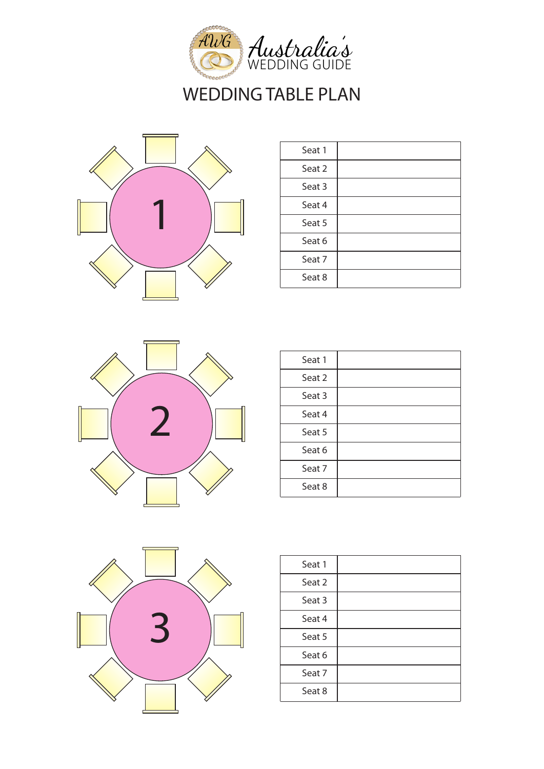Australia's WEDDING GUIDE

# WEDDING TABLE PLAN

1

| Seat 1 | |
|---|---|
| Seat 2 | |
| Seat 3 | |
| Seat 4 | |
| Seat 5 | |
| Seat 6 | |
| Seat 7 | |
| Seat 8 | |

2

| Seat 1 | |
|---|---|
| Seat 2 | |
| Seat 3 | |
| Seat 4 | |
| Seat 5 | |
| Seat 6 | |
| Seat 7 | |
| Seat 8 | |

3

| Seat 1 | |
|---|---|
| Seat 2 | |
| Seat 3 | |
| Seat 4 | |
| Seat 5 | |
| Seat 6 | |
| Seat 7 | |
| Seat 8 | |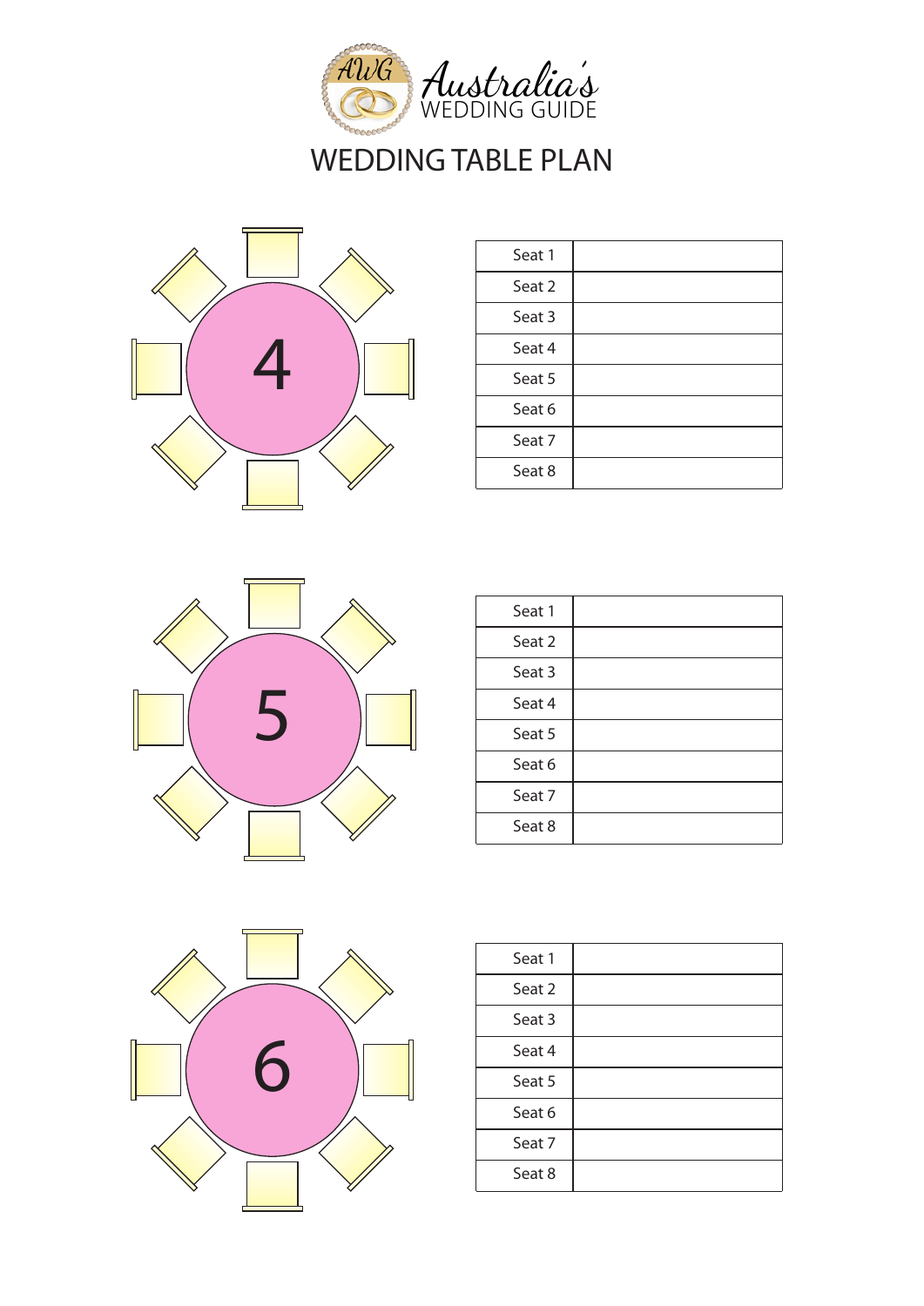Australia's WEDDING GUIDE

# WEDDING TABLE PLAN

4

| Seat 1 | |
|---|---|
| Seat 2 | |
| Seat 3 | |
| Seat 4 | |
| Seat 5 | |
| Seat 6 | |
| Seat 7 | |
| Seat 8 | |

5

| Seat 1 | |
|---|---|
| Seat 2 | |
| Seat 3 | |
| Seat 4 | |
| Seat 5 | |
| Seat 6 | |
| Seat 7 | |
| Seat 8 | |

6

| Seat 1 | |
|---|---|
| Seat 2 | |
| Seat 3 | |
| Seat 4 | |
| Seat 5 | |
| Seat 6 | |
| Seat 7 | |
| Seat 8 | |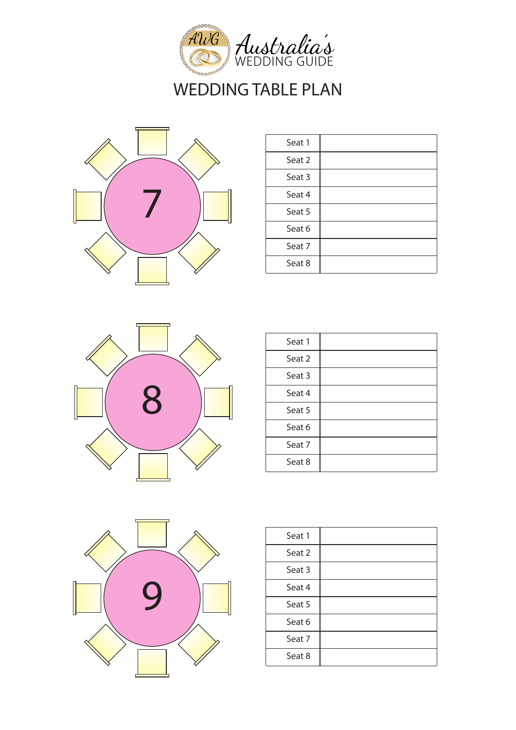Australia's WEDDING GUIDE

# WEDDING TABLE PLAN

7

| Seat 1 | |
|---|---|
| Seat 2 | |
| Seat 3 | |
| Seat 4 | |
| Seat 5 | |
| Seat 6 | |
| Seat 7 | |
| Seat 8 | |

8

| Seat 1 | |
|---|---|
| Seat 2 | |
| Seat 3 | |
| Seat 4 | |
| Seat 5 | |
| Seat 6 | |
| Seat 7 | |
| Seat 8 | |

9

| Seat 1 | |
|---|---|
| Seat 2 | |
| Seat 3 | |
| Seat 4 | |
| Seat 5 | |
| Seat 6 | |
| Seat 7 | |
| Seat 8 | |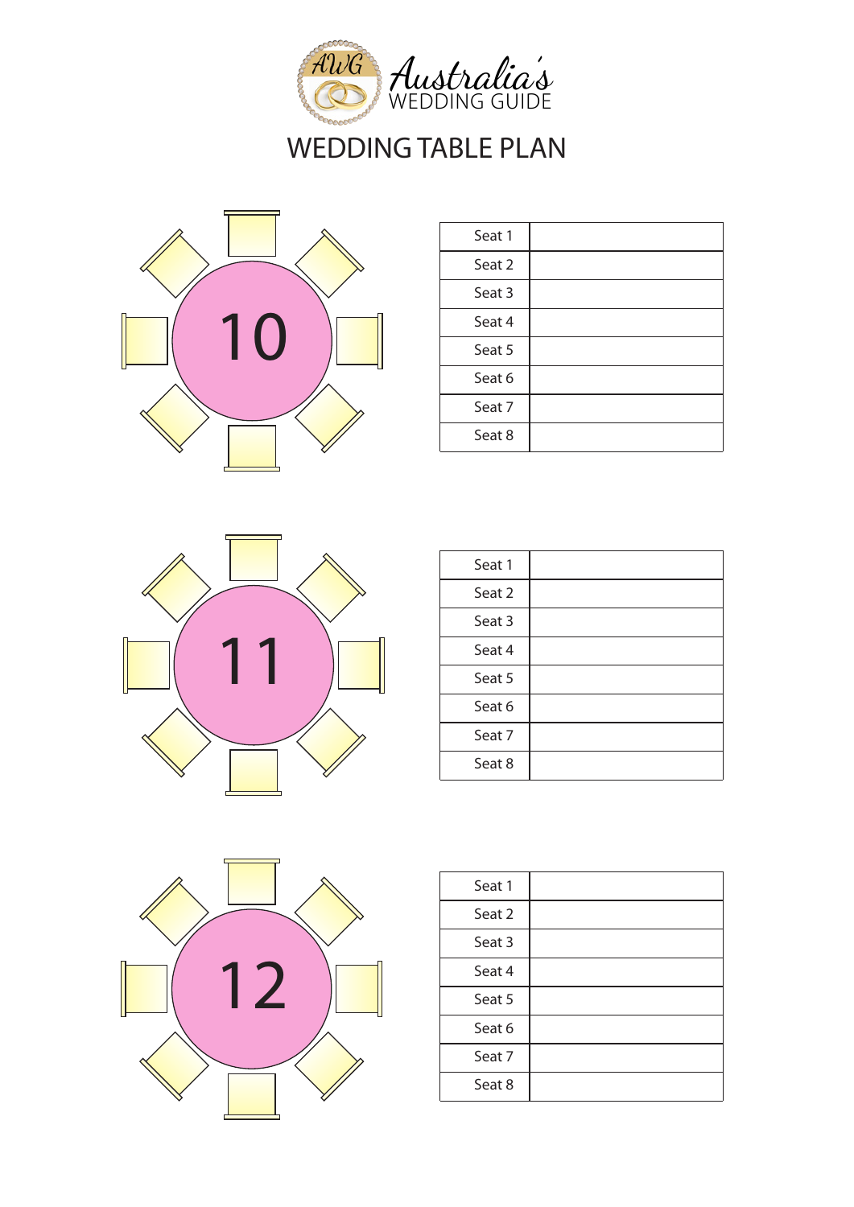Australia's WEDDING GUIDE

# WEDDING TABLE PLAN

10

| | |
|---|---|
| Seat 1 | |
| Seat 2 | |
| Seat 3 | |
| Seat 4 | |
| Seat 5 | |
| Seat 6 | |
| Seat 7 | |
| Seat 8 | |

11

| | |
|---|---|
| Seat 1 | |
| Seat 2 | |
| Seat 3 | |
| Seat 4 | |
| Seat 5 | |
| Seat 6 | |
| Seat 7 | |
| Seat 8 | |

12

| | |
|---|---|
| Seat 1 | |
| Seat 2 | |
| Seat 3 | |
| Seat 4 | |
| Seat 5 | |
| Seat 6 | |
| Seat 7 | |
| Seat 8 | |